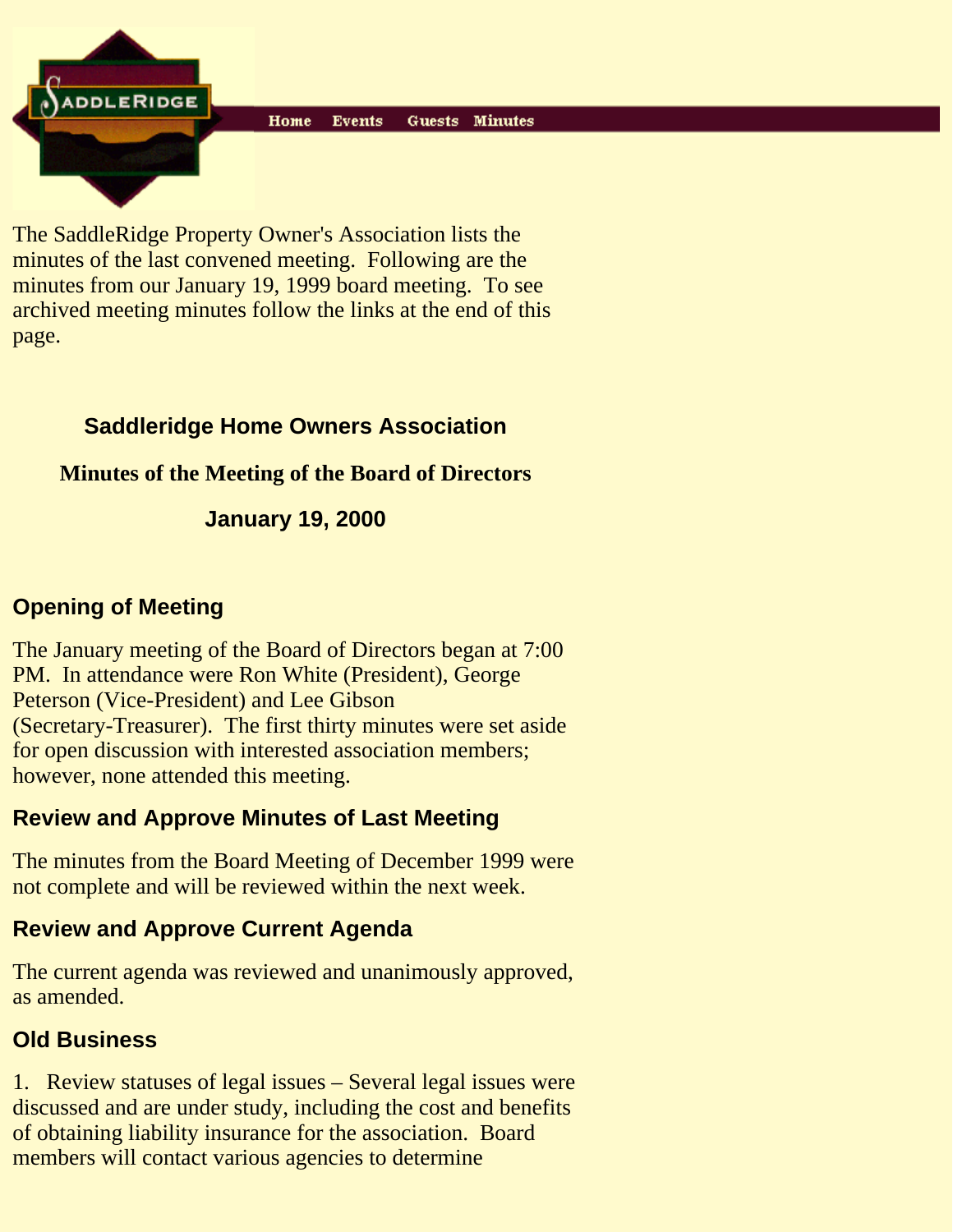SaddleRidge

Home Events Guests Minutes

The SaddleRidge Property Owner's Association lists the minutes of the last convened meeting. Following are the minutes from our January 19, 1999 board meeting. To see archived meeting minutes follow the links at the end of this page.

## Saddleridge Home Owners Association

### Minutes of the Meeting of the Board of Directors

### January 19, 2000

### Opening of Meeting

The January meeting of the Board of Directors began at 7:00 PM. In attendance were Ron White (President), George Peterson (Vice-President) and Lee Gibson (Secretary-Treasurer). The first thirty minutes were set aside for open discussion with interested association members; however, none attended this meeting.

### Review and Approve Minutes of Last Meeting

The minutes from the Board Meeting of December 1999 were not complete and will be reviewed within the next week.

### Review and Approve Current Agenda

The current agenda was reviewed and unanimously approved, as amended.

### Old Business

1. Review statuses of legal issues – Several legal issues were discussed and are under study, including the cost and benefits of obtaining liability insurance for the association. Board members will contact various agencies to determine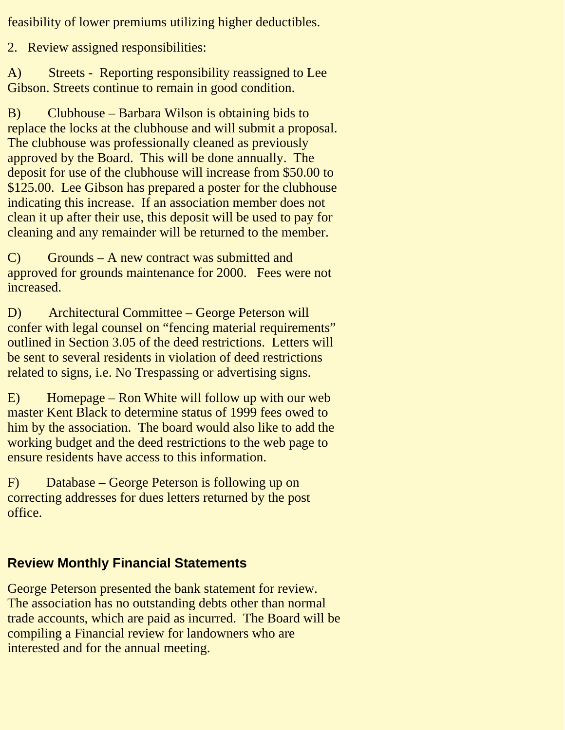feasibility of lower premiums utilizing higher deductibles.

2. Review assigned responsibilities:

A) Streets - Reporting responsibility reassigned to Lee Gibson. Streets continue to remain in good condition.

B) Clubhouse – Barbara Wilson is obtaining bids to replace the locks at the clubhouse and will submit a proposal. The clubhouse was professionally cleaned as previously approved by the Board. This will be done annually. The deposit for use of the clubhouse will increase from $50.00 to $125.00. Lee Gibson has prepared a poster for the clubhouse indicating this increase. If an association member does not clean it up after their use, this deposit will be used to pay for cleaning and any remainder will be returned to the member.

C) Grounds – A new contract was submitted and approved for grounds maintenance for 2000. Fees were not increased.

D) Architectural Committee – George Peterson will confer with legal counsel on "fencing material requirements" outlined in Section 3.05 of the deed restrictions. Letters will be sent to several residents in violation of deed restrictions related to signs, i.e. No Trespassing or advertising signs.

E) Homepage – Ron White will follow up with our web master Kent Black to determine status of 1999 fees owed to him by the association. The board would also like to add the working budget and the deed restrictions to the web page to ensure residents have access to this information.

F) Database – George Peterson is following up on correcting addresses for dues letters returned by the post office.

## Review Monthly Financial Statements

George Peterson presented the bank statement for review. The association has no outstanding debts other than normal trade accounts, which are paid as incurred. The Board will be compiling a Financial review for landowners who are interested and for the annual meeting.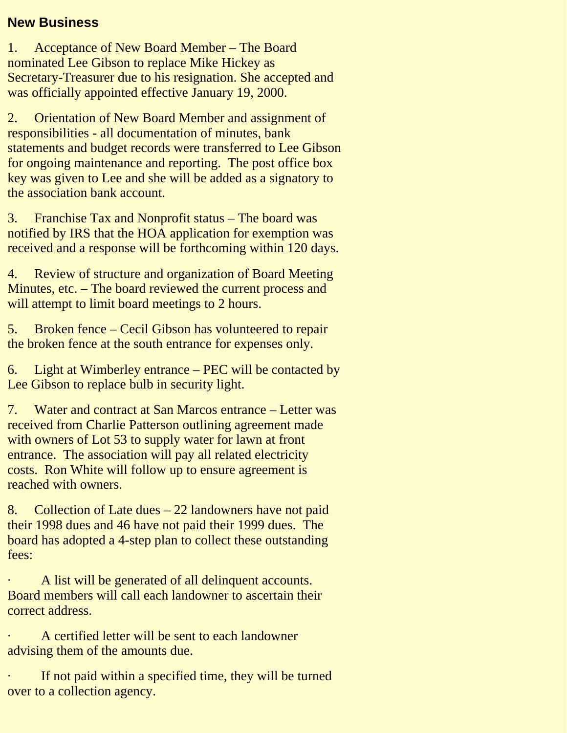## New Business

1. Acceptance of New Board Member – The Board nominated Lee Gibson to replace Mike Hickey as Secretary-Treasurer due to his resignation. She accepted and was officially appointed effective January 19, 2000.

2. Orientation of New Board Member and assignment of responsibilities - all documentation of minutes, bank statements and budget records were transferred to Lee Gibson for ongoing maintenance and reporting. The post office box key was given to Lee and she will be added as a signatory to the association bank account.

3. Franchise Tax and Nonprofit status – The board was notified by IRS that the HOA application for exemption was received and a response will be forthcoming within 120 days.

4. Review of structure and organization of Board Meeting Minutes, etc. – The board reviewed the current process and will attempt to limit board meetings to 2 hours.

5. Broken fence – Cecil Gibson has volunteered to repair the broken fence at the south entrance for expenses only.

6. Light at Wimberley entrance – PEC will be contacted by Lee Gibson to replace bulb in security light.

7. Water and contract at San Marcos entrance – Letter was received from Charlie Patterson outlining agreement made with owners of Lot 53 to supply water for lawn at front entrance. The association will pay all related electricity costs. Ron White will follow up to ensure agreement is reached with owners.

8. Collection of Late dues – 22 landowners have not paid their 1998 dues and 46 have not paid their 1999 dues. The board has adopted a 4-step plan to collect these outstanding fees:

- A list will be generated of all delinquent accounts. Board members will call each landowner to ascertain their correct address.
- A certified letter will be sent to each landowner advising them of the amounts due.
- If not paid within a specified time, they will be turned over to a collection agency.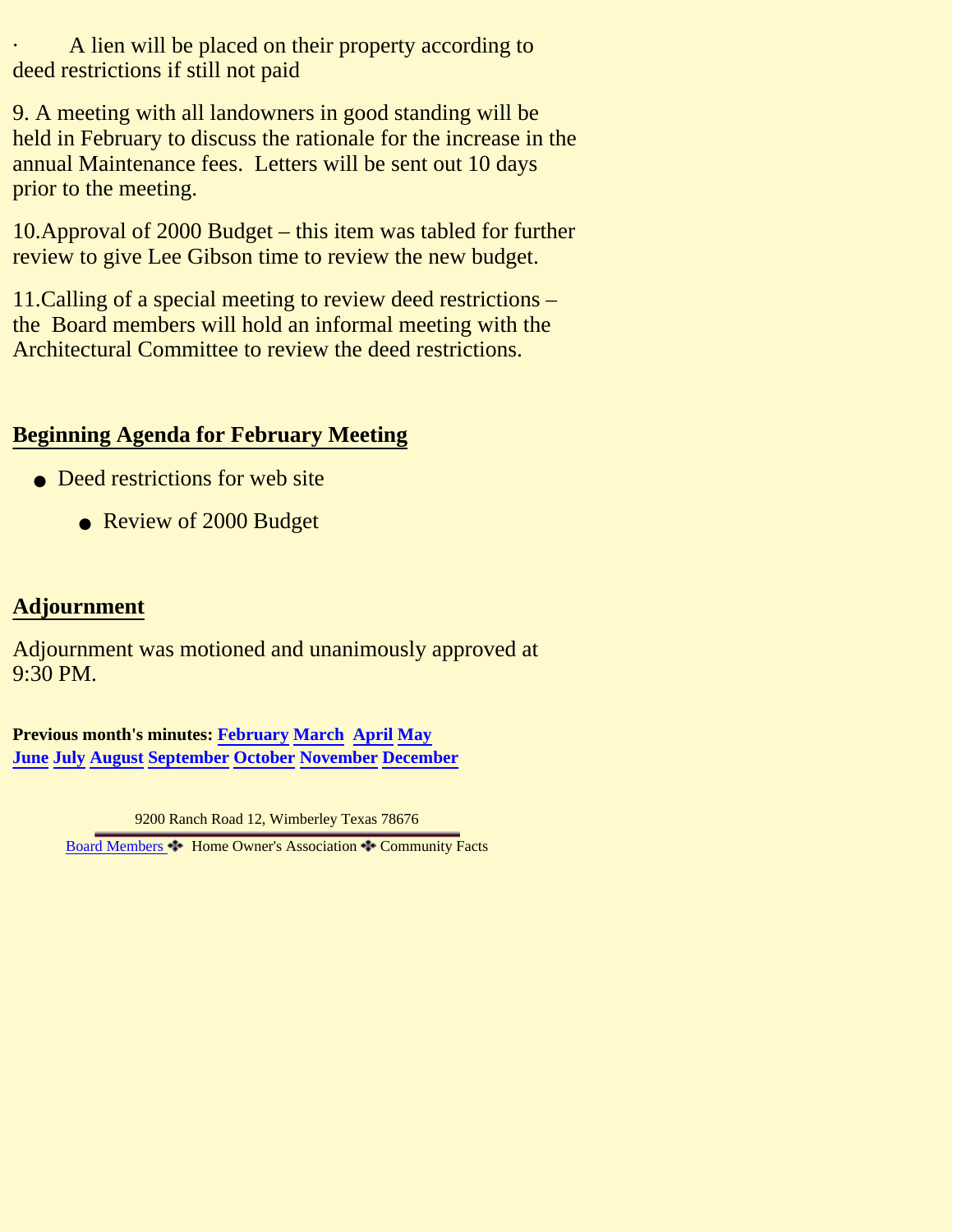· A lien will be placed on their property according to deed restrictions if still not paid

9. A meeting with all landowners in good standing will be held in February to discuss the rationale for the increase in the annual Maintenance fees. Letters will be sent out 10 days prior to the meeting.

10.Approval of 2000 Budget – this item was tabled for further review to give Lee Gibson time to review the new budget.

11.Calling of a special meeting to review deed restrictions – the Board members will hold an informal meeting with the Architectural Committee to review the deed restrictions.

## Beginning Agenda for February Meeting

- Deed restrictions for web site
  - Review of 2000 Budget

## Adjournment

Adjournment was motioned and unanimously approved at 9:30 PM.

**Previous month's minutes: February March April May June July August September October November December**

9200 Ranch Road 12, Wimberley Texas 78676

Board Members ✣ Home Owner's Association ✣ Community Facts